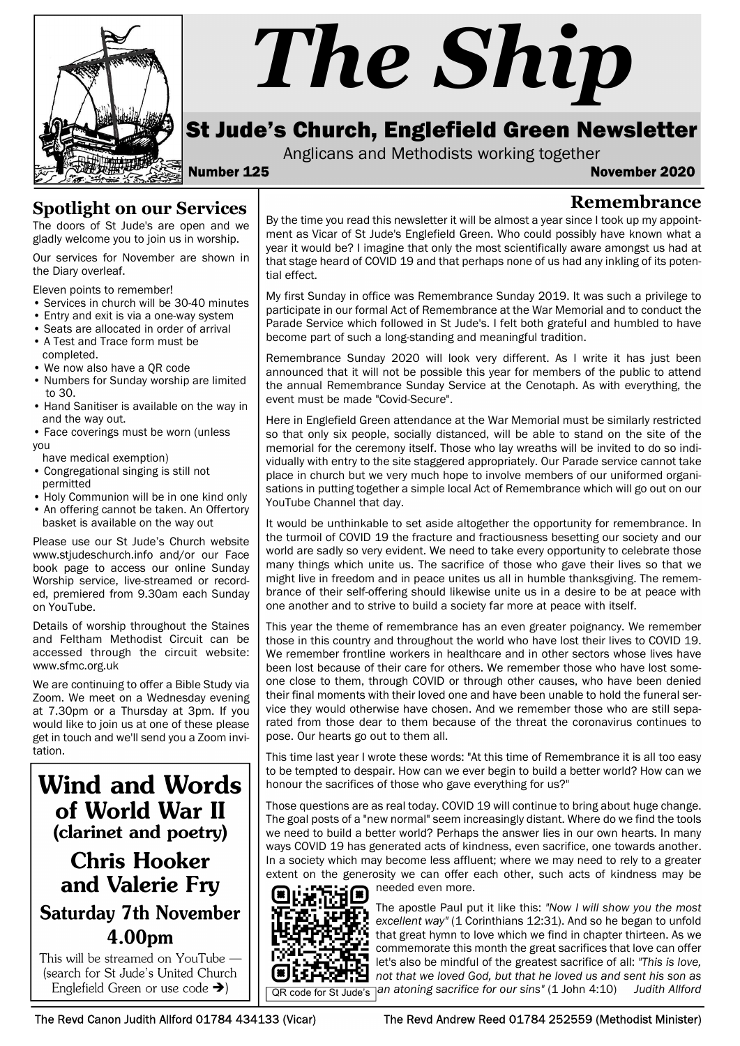# The Ship

## St Jude's Church, Englefield Green Newsletter

Anglicans and Methodists working together

**Number 125** **November 2020**

## Spotlight on our Services

The doors of St Jude's are open and we gladly welcome you to join us in worship.

Our services for November are shown in the Diary overleaf.

Eleven points to remember!

- Services in church will be 30-40 minutes
- Entry and exit is via a one-way system
- Seats are allocated in order of arrival
- A Test and Trace form must be completed.
- We now also have a QR code
- Numbers for Sunday worship are limited to 30.
- Hand Sanitiser is available on the way in and the way out.
- Face coverings must be worn (unless you have medical exemption)
- Congregational singing is still not permitted
- Holy Communion will be in one kind only
- An offering cannot be taken. An Offertory basket is available on the way out

Please use our St Jude's Church website www.stjudeschurch.info and/or our Face book page to access our online Sunday Worship service, live-streamed or recorded, premiered from 9.30am each Sunday on YouTube.

Details of worship throughout the Staines and Feltham Methodist Circuit can be accessed through the circuit website: www.sfmc.org.uk

We are continuing to offer a Bible Study via Zoom. We meet on a Wednesday evening at 7.30pm or a Thursday at 3pm. If you would like to join us at one of these please get in touch and we'll send you a Zoom invitation.

## Wind and Words of World War II

### (clarinet and poetry)

### Chris Hooker and Valerie Fry

### Saturday 7th November 4.00pm

This will be streamed on YouTube — (search for St Jude's United Church Englefield Green or use code ➔)

## Remembrance

By the time you read this newsletter it will be almost a year since I took up my appointment as Vicar of St Jude's Englefield Green. Who could possibly have known what a year it would be? I imagine that only the most scientifically aware amongst us had at that stage heard of COVID 19 and that perhaps none of us had any inkling of its potential effect.

My first Sunday in office was Remembrance Sunday 2019. It was such a privilege to participate in our formal Act of Remembrance at the War Memorial and to conduct the Parade Service which followed in St Jude's. I felt both grateful and humbled to have become part of such a long-standing and meaningful tradition.

Remembrance Sunday 2020 will look very different. As I write it has just been announced that it will not be possible this year for members of the public to attend the annual Remembrance Sunday Service at the Cenotaph. As with everything, the event must be made "Covid-Secure".

Here in Englefield Green attendance at the War Memorial must be similarly restricted so that only six people, socially distanced, will be able to stand on the site of the memorial for the ceremony itself. Those who lay wreaths will be invited to do so individually with entry to the site staggered appropriately. Our Parade service cannot take place in church but we very much hope to involve members of our uniformed organisations in putting together a simple local Act of Remembrance which will go out on our YouTube Channel that day.

It would be unthinkable to set aside altogether the opportunity for remembrance. In the turmoil of COVID 19 the fracture and fractiousness besetting our society and our world are sadly so very evident. We need to take every opportunity to celebrate those many things which unite us. The sacrifice of those who gave their lives so that we might live in freedom and in peace unites us all in humble thanksgiving. The remembrance of their self-offering should likewise unite us in a desire to be at peace with one another and to strive to build a society far more at peace with itself.

This year the theme of remembrance has an even greater poignancy. We remember those in this country and throughout the world who have lost their lives to COVID 19. We remember frontline workers in healthcare and in other sectors whose lives have been lost because of their care for others. We remember those who have lost someone close to them, through COVID or through other causes, who have been denied their final moments with their loved one and have been unable to hold the funeral service they would otherwise have chosen. And we remember those who are still separated from those dear to them because of the threat the coronavirus continues to pose. Our hearts go out to them all.

This time last year I wrote these words: "At this time of Remembrance it is all too easy to be tempted to despair. How can we ever begin to build a better world? How can we honour the sacrifices of those who gave everything for us?"

Those questions are as real today. COVID 19 will continue to bring about huge change. The goal posts of a "new normal" seem increasingly distant. Where do we find the tools we need to build a better world? Perhaps the answer lies in our own hearts. In many ways COVID 19 has generated acts of kindness, even sacrifice, one towards another. In a society which may become less affluent; where we may need to rely to a greater extent on the generosity we can offer each other, such acts of kindness may be needed even more.

The apostle Paul put it like this: *"Now I will show you the most excellent way"* (1 Corinthians 12:31). And so he began to unfold that great hymn to love which we find in chapter thirteen. As we commemorate this month the great sacrifices that love can offer let's also be mindful of the greatest sacrifice of all: *"This is love, not that we loved God, but that he loved us and sent his son as an atoning sacrifice for our sins"* (1 John 4:10) *Judith Allford*

QR code for St Jude's

The Revd Canon Judith Allford 01784 434133 (Vicar) The Revd Andrew Reed 01784 252559 (Methodist Minister)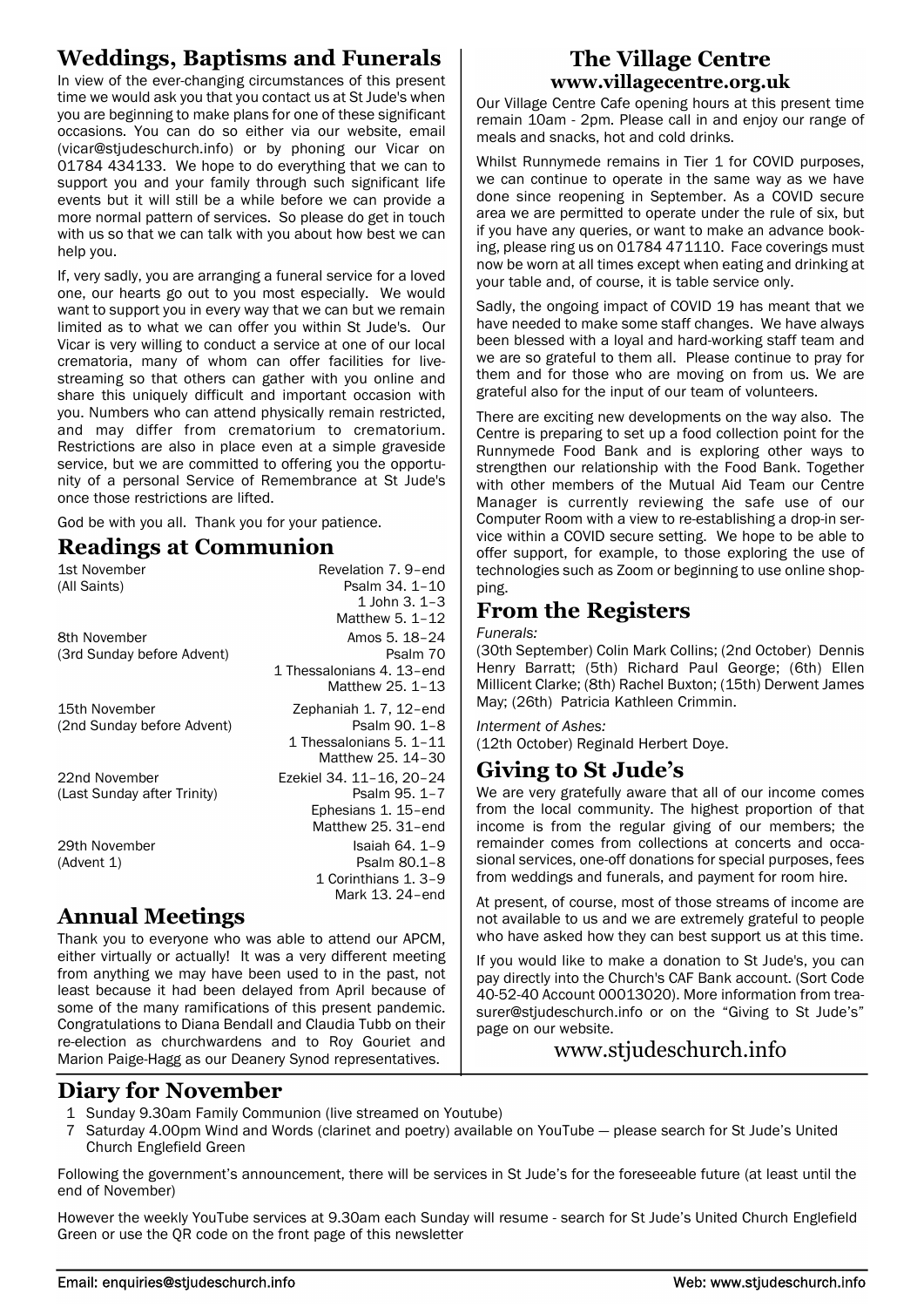## Weddings, Baptisms and Funerals

In view of the ever-changing circumstances of this present time we would ask you that you contact us at St Jude's when you are beginning to make plans for one of these significant occasions. You can do so either via our website, email (vicar@stjudeschurch.info) or by phoning our Vicar on 01784 434133. We hope to do everything that we can to support you and your family through such significant life events but it will still be a while before we can provide a more normal pattern of services. So please do get in touch with us so that we can talk with you about how best we can help you.

If, very sadly, you are arranging a funeral service for a loved one, our hearts go out to you most especially. We would want to support you in every way that we can but we remain limited as to what we can offer you within St Jude's. Our Vicar is very willing to conduct a service at one of our local crematoria, many of whom can offer facilities for live-streaming so that others can gather with you online and share this uniquely difficult and important occasion with you. Numbers who can attend physically remain restricted, and may differ from crematorium to crematorium. Restrictions are also in place even at a simple graveside service, but we are committed to offering you the opportunity of a personal Service of Remembrance at St Jude's once those restrictions are lifted.

God be with you all. Thank you for your patience.

## Readings at Communion

| | |
|---|---|
| 1st November (All Saints) | Revelation 7. 9–end<br>Psalm 34. 1–10<br>1 John 3. 1–3<br>Matthew 5. 1–12 |
| 8th November (3rd Sunday before Advent) | Amos 5. 18–24<br>Psalm 70<br>1 Thessalonians 4. 13–end<br>Matthew 25. 1–13 |
| 15th November (2nd Sunday before Advent) | Zephaniah 1. 7, 12–end<br>Psalm 90. 1–8<br>1 Thessalonians 5. 1–11<br>Matthew 25. 14–30 |
| 22nd November (Last Sunday after Trinity) | Ezekiel 34. 11–16, 20–24<br>Psalm 95. 1–7<br>Ephesians 1. 15–end<br>Matthew 25. 31–end |
| 29th November (Advent 1) | Isaiah 64. 1–9<br>Psalm 80.1–8<br>1 Corinthians 1. 3–9<br>Mark 13. 24–end |

## Annual Meetings

Thank you to everyone who was able to attend our APCM, either virtually or actually! It was a very different meeting from anything we may have been used to in the past, not least because it had been delayed from April because of some of the many ramifications of this present pandemic. Congratulations to Diana Bendall and Claudia Tubb on their re-election as churchwardens and to Roy Gouriet and Marion Paige-Hagg as our Deanery Synod representatives.

## The Village Centre
**www.villagecentre.org.uk**

Our Village Centre Cafe opening hours at this present time remain 10am - 2pm. Please call in and enjoy our range of meals and snacks, hot and cold drinks.

Whilst Runnymede remains in Tier 1 for COVID purposes, we can continue to operate in the same way as we have done since reopening in September. As a COVID secure area we are permitted to operate under the rule of six, but if you have any queries, or want to make an advance booking, please ring us on 01784 471110. Face coverings must now be worn at all times except when eating and drinking at your table and, of course, it is table service only.

Sadly, the ongoing impact of COVID 19 has meant that we have needed to make some staff changes. We have always been blessed with a loyal and hard-working staff team and we are so grateful to them all. Please continue to pray for them and for those who are moving on from us. We are grateful also for the input of our team of volunteers.

There are exciting new developments on the way also. The Centre is preparing to set up a food collection point for the Runnymede Food Bank and is exploring other ways to strengthen our relationship with the Food Bank. Together with other members of the Mutual Aid Team our Centre Manager is currently reviewing the safe use of our Computer Room with a view to re-establishing a drop-in service within a COVID secure setting. We hope to be able to offer support, for example, to those exploring the use of technologies such as Zoom or beginning to use online shopping.

## From the Registers

*Funerals:*
(30th September) Colin Mark Collins; (2nd October) Dennis Henry Barratt; (5th) Richard Paul George; (6th) Ellen Millicent Clarke; (8th) Rachel Buxton; (15th) Derwent James May; (26th) Patricia Kathleen Crimmin.

*Interment of Ashes:*
(12th October) Reginald Herbert Doye.

## Giving to St Jude's

We are very gratefully aware that all of our income comes from the local community. The highest proportion of that income is from the regular giving of our members; the remainder comes from collections at concerts and occasional services, one-off donations for special purposes, fees from weddings and funerals, and payment for room hire.

At present, of course, most of those streams of income are not available to us and we are extremely grateful to people who have asked how they can best support us at this time.

If you would like to make a donation to St Jude's, you can pay directly into the Church's CAF Bank account. (Sort Code 40-52-40 Account 00013020). More information from treasurer@stjudeschurch.info or on the "Giving to St Jude's" page on our website.

www.stjudeschurch.info

## Diary for November

1 Sunday 9.30am Family Communion (live streamed on Youtube)
7 Saturday 4.00pm Wind and Words (clarinet and poetry) available on YouTube — please search for St Jude's United Church Englefield Green

Following the government's announcement, there will be services in St Jude's for the foreseeable future (at least until the end of November)

However the weekly YouTube services at 9.30am each Sunday will resume - search for St Jude's United Church Englefield Green or use the QR code on the front page of this newsletter